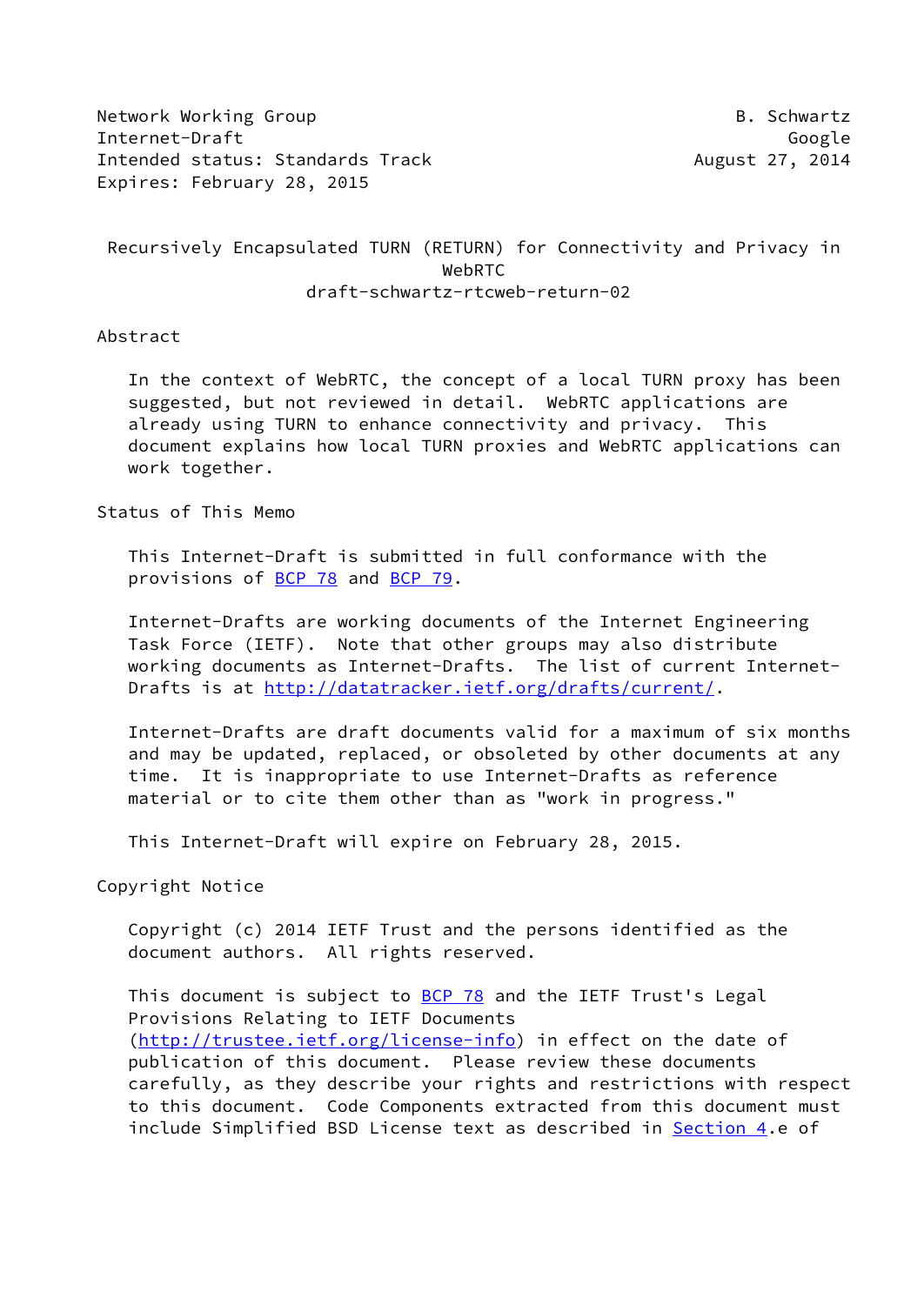Network Working Group B. Schwartz
Internet-Draft Google
Intended status: Standards Track August 27, 2014
Expires: February 28, 2015

# Recursively Encapsulated TURN (RETURN) for Connectivity and Privacy in WebRTC

draft-schwartz-rtcweb-return-02

## Abstract

In the context of WebRTC, the concept of a local TURN proxy has been suggested, but not reviewed in detail. WebRTC applications are already using TURN to enhance connectivity and privacy. This document explains how local TURN proxies and WebRTC applications can work together.

## Status of This Memo

This Internet-Draft is submitted in full conformance with the provisions of BCP 78 and BCP 79.

Internet-Drafts are working documents of the Internet Engineering Task Force (IETF). Note that other groups may also distribute working documents as Internet-Drafts. The list of current Internet-Drafts is at http://datatracker.ietf.org/drafts/current/.

Internet-Drafts are draft documents valid for a maximum of six months and may be updated, replaced, or obsoleted by other documents at any time. It is inappropriate to use Internet-Drafts as reference material or to cite them other than as "work in progress."

This Internet-Draft will expire on February 28, 2015.

## Copyright Notice

Copyright (c) 2014 IETF Trust and the persons identified as the document authors. All rights reserved.

This document is subject to BCP 78 and the IETF Trust's Legal Provisions Relating to IETF Documents (http://trustee.ietf.org/license-info) in effect on the date of publication of this document. Please review these documents carefully, as they describe your rights and restrictions with respect to this document. Code Components extracted from this document must include Simplified BSD License text as described in Section 4.e of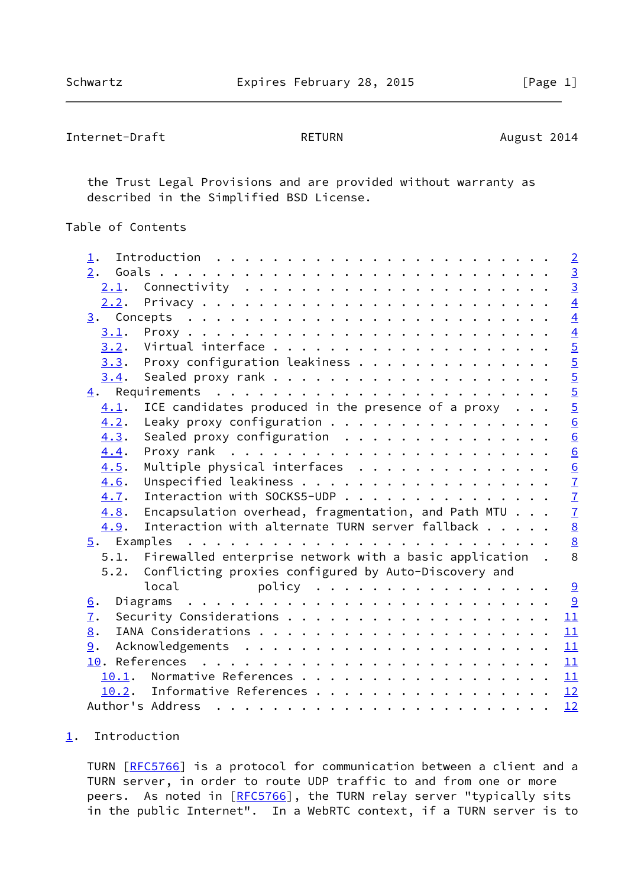the Trust Legal Provisions and are provided without warranty as described in the Simplified BSD License.

Table of Contents

- 1. Introduction . . . . . . . . . . . . . . . . . . . . . . . . 2
- 2. Goals . . . . . . . . . . . . . . . . . . . . . . . . . . . . 3
  - 2.1. Connectivity . . . . . . . . . . . . . . . . . . . . . . 3
  - 2.2. Privacy . . . . . . . . . . . . . . . . . . . . . . . . . 4
- 3. Concepts . . . . . . . . . . . . . . . . . . . . . . . . . . 4
  - 3.1. Proxy . . . . . . . . . . . . . . . . . . . . . . . . . . 4
  - 3.2. Virtual interface . . . . . . . . . . . . . . . . . . . . 5
  - 3.3. Proxy configuration leakiness . . . . . . . . . . . . . . 5
  - 3.4. Sealed proxy rank . . . . . . . . . . . . . . . . . . . . 5
- 4. Requirements . . . . . . . . . . . . . . . . . . . . . . . . 5
  - 4.1. ICE candidates produced in the presence of a proxy . . . 5
  - 4.2. Leaky proxy configuration . . . . . . . . . . . . . . . . 6
  - 4.3. Sealed proxy configuration . . . . . . . . . . . . . . . 6
  - 4.4. Proxy rank . . . . . . . . . . . . . . . . . . . . . . . 6
  - 4.5. Multiple physical interfaces . . . . . . . . . . . . . . 6
  - 4.6. Unspecified leakiness . . . . . . . . . . . . . . . . . . 7
  - 4.7. Interaction with SOCKS5-UDP . . . . . . . . . . . . . . . 7
  - 4.8. Encapsulation overhead, fragmentation, and Path MTU . . . 7
  - 4.9. Interaction with alternate TURN server fallback . . . . . 8
- 5. Examples . . . . . . . . . . . . . . . . . . . . . . . . . . 8
  - 5.1. Firewalled enterprise network with a basic application . 8
  - 5.2. Conflicting proxies configured by Auto-Discovery and local policy . . . . . . . . . . . . . . . . . 9
- 6. Diagrams . . . . . . . . . . . . . . . . . . . . . . . . . . 9
- 7. Security Considerations . . . . . . . . . . . . . . . . . . . 11
- 8. IANA Considerations . . . . . . . . . . . . . . . . . . . . . 11
- 9. Acknowledgements . . . . . . . . . . . . . . . . . . . . . . 11
- 10. References . . . . . . . . . . . . . . . . . . . . . . . . . 11
  - 10.1. Normative References . . . . . . . . . . . . . . . . . . 11
  - 10.2. Informative References . . . . . . . . . . . . . . . . . 12
- Author's Address . . . . . . . . . . . . . . . . . . . . . . . . 12

## 1. Introduction

TURN [RFC5766] is a protocol for communication between a client and a TURN server, in order to route UDP traffic to and from one or more peers. As noted in [RFC5766], the TURN relay server "typically sits in the public Internet". In a WebRTC context, if a TURN server is to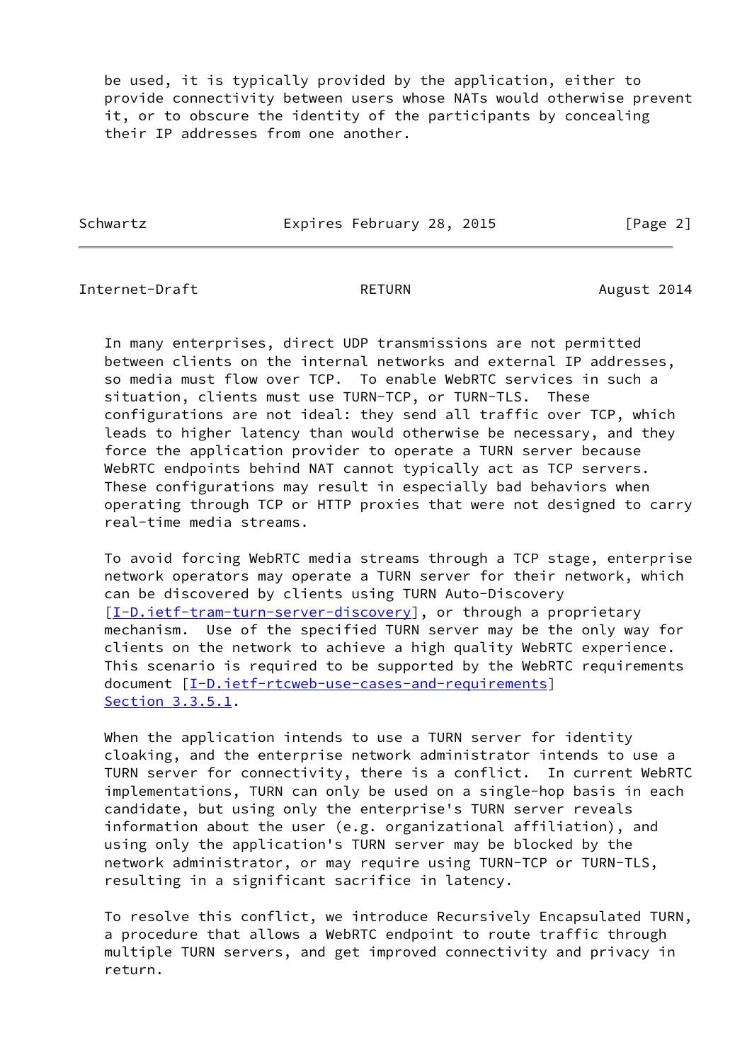be used, it is typically provided by the application, either to provide connectivity between users whose NATs would otherwise prevent it, or to obscure the identity of the participants by concealing their IP addresses from one another.

In many enterprises, direct UDP transmissions are not permitted between clients on the internal networks and external IP addresses, so media must flow over TCP. To enable WebRTC services in such a situation, clients must use TURN-TCP, or TURN-TLS. These configurations are not ideal: they send all traffic over TCP, which leads to higher latency than would otherwise be necessary, and they force the application provider to operate a TURN server because WebRTC endpoints behind NAT cannot typically act as TCP servers. These configurations may result in especially bad behaviors when operating through TCP or HTTP proxies that were not designed to carry real-time media streams.

To avoid forcing WebRTC media streams through a TCP stage, enterprise network operators may operate a TURN server for their network, which can be discovered by clients using TURN Auto-Discovery [I-D.ietf-tram-turn-server-discovery], or through a proprietary mechanism. Use of the specified TURN server may be the only way for clients on the network to achieve a high quality WebRTC experience. This scenario is required to be supported by the WebRTC requirements document [I-D.ietf-rtcweb-use-cases-and-requirements] Section 3.3.5.1.

When the application intends to use a TURN server for identity cloaking, and the enterprise network administrator intends to use a TURN server for connectivity, there is a conflict. In current WebRTC implementations, TURN can only be used on a single-hop basis in each candidate, but using only the enterprise's TURN server reveals information about the user (e.g. organizational affiliation), and using only the application's TURN server may be blocked by the network administrator, or may require using TURN-TCP or TURN-TLS, resulting in a significant sacrifice in latency.

To resolve this conflict, we introduce Recursively Encapsulated TURN, a procedure that allows a WebRTC endpoint to route traffic through multiple TURN servers, and get improved connectivity and privacy in return.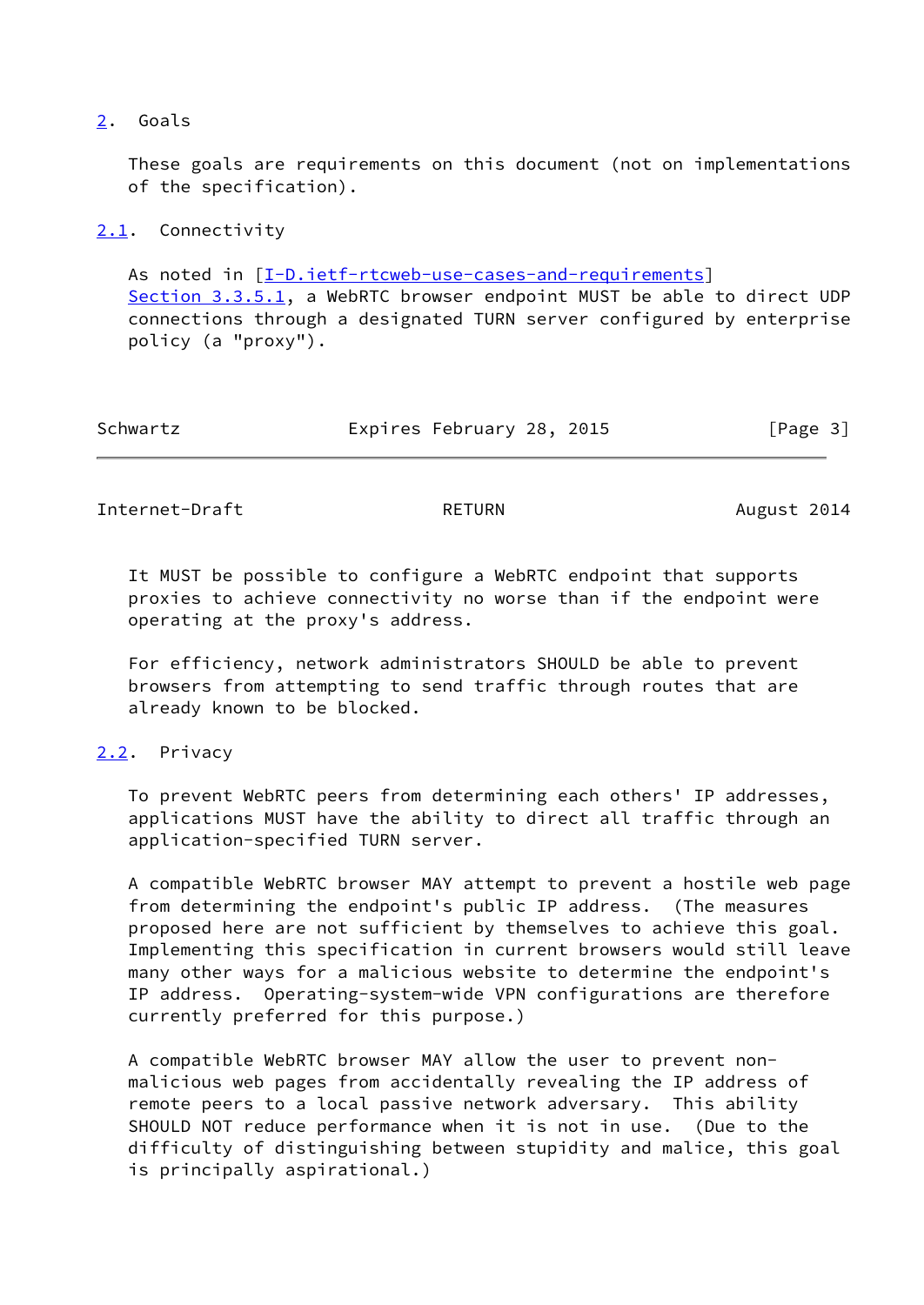## 2. Goals

These goals are requirements on this document (not on implementations of the specification).

### 2.1. Connectivity

As noted in [I-D.ietf-rtcweb-use-cases-and-requirements] Section 3.3.5.1, a WebRTC browser endpoint MUST be able to direct UDP connections through a designated TURN server configured by enterprise policy (a "proxy").

It MUST be possible to configure a WebRTC endpoint that supports proxies to achieve connectivity no worse than if the endpoint were operating at the proxy's address.

For efficiency, network administrators SHOULD be able to prevent browsers from attempting to send traffic through routes that are already known to be blocked.

### 2.2. Privacy

To prevent WebRTC peers from determining each others' IP addresses, applications MUST have the ability to direct all traffic through an application-specified TURN server.

A compatible WebRTC browser MAY attempt to prevent a hostile web page from determining the endpoint's public IP address. (The measures proposed here are not sufficient by themselves to achieve this goal. Implementing this specification in current browsers would still leave many other ways for a malicious website to determine the endpoint's IP address. Operating-system-wide VPN configurations are therefore currently preferred for this purpose.)

A compatible WebRTC browser MAY allow the user to prevent non-malicious web pages from accidentally revealing the IP address of remote peers to a local passive network adversary. This ability SHOULD NOT reduce performance when it is not in use. (Due to the difficulty of distinguishing between stupidity and malice, this goal is principally aspirational.)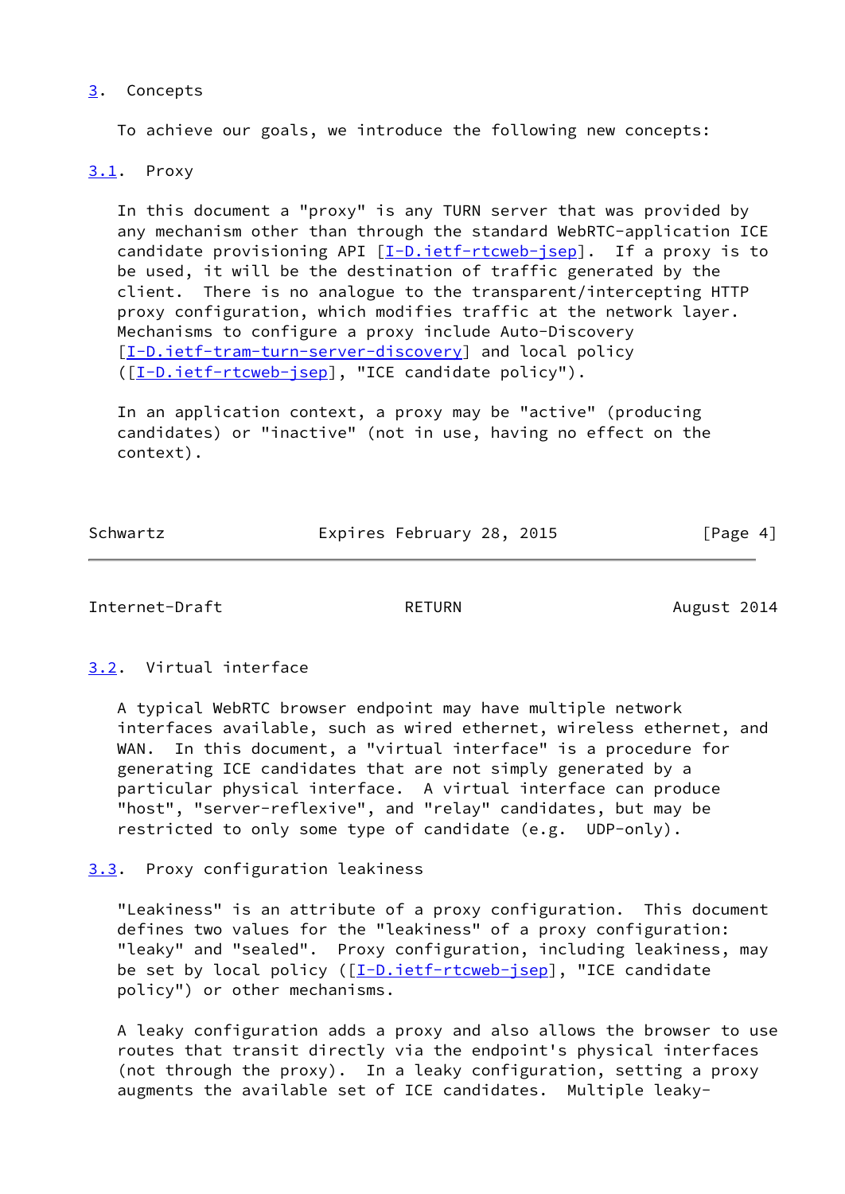## 3. Concepts

To achieve our goals, we introduce the following new concepts:

### 3.1. Proxy

In this document a "proxy" is any TURN server that was provided by any mechanism other than through the standard WebRTC-application ICE candidate provisioning API [I-D.ietf-rtcweb-jsep]. If a proxy is to be used, it will be the destination of traffic generated by the client. There is no analogue to the transparent/intercepting HTTP proxy configuration, which modifies traffic at the network layer. Mechanisms to configure a proxy include Auto-Discovery [I-D.ietf-tram-turn-server-discovery] and local policy ([I-D.ietf-rtcweb-jsep], "ICE candidate policy").

In an application context, a proxy may be "active" (producing candidates) or "inactive" (not in use, having no effect on the context).

### 3.2. Virtual interface

A typical WebRTC browser endpoint may have multiple network interfaces available, such as wired ethernet, wireless ethernet, and WAN. In this document, a "virtual interface" is a procedure for generating ICE candidates that are not simply generated by a particular physical interface. A virtual interface can produce "host", "server-reflexive", and "relay" candidates, but may be restricted to only some type of candidate (e.g. UDP-only).

### 3.3. Proxy configuration leakiness

"Leakiness" is an attribute of a proxy configuration. This document defines two values for the "leakiness" of a proxy configuration: "leaky" and "sealed". Proxy configuration, including leakiness, may be set by local policy ([I-D.ietf-rtcweb-jsep], "ICE candidate policy") or other mechanisms.

A leaky configuration adds a proxy and also allows the browser to use routes that transit directly via the endpoint's physical interfaces (not through the proxy). In a leaky configuration, setting a proxy augments the available set of ICE candidates. Multiple leaky-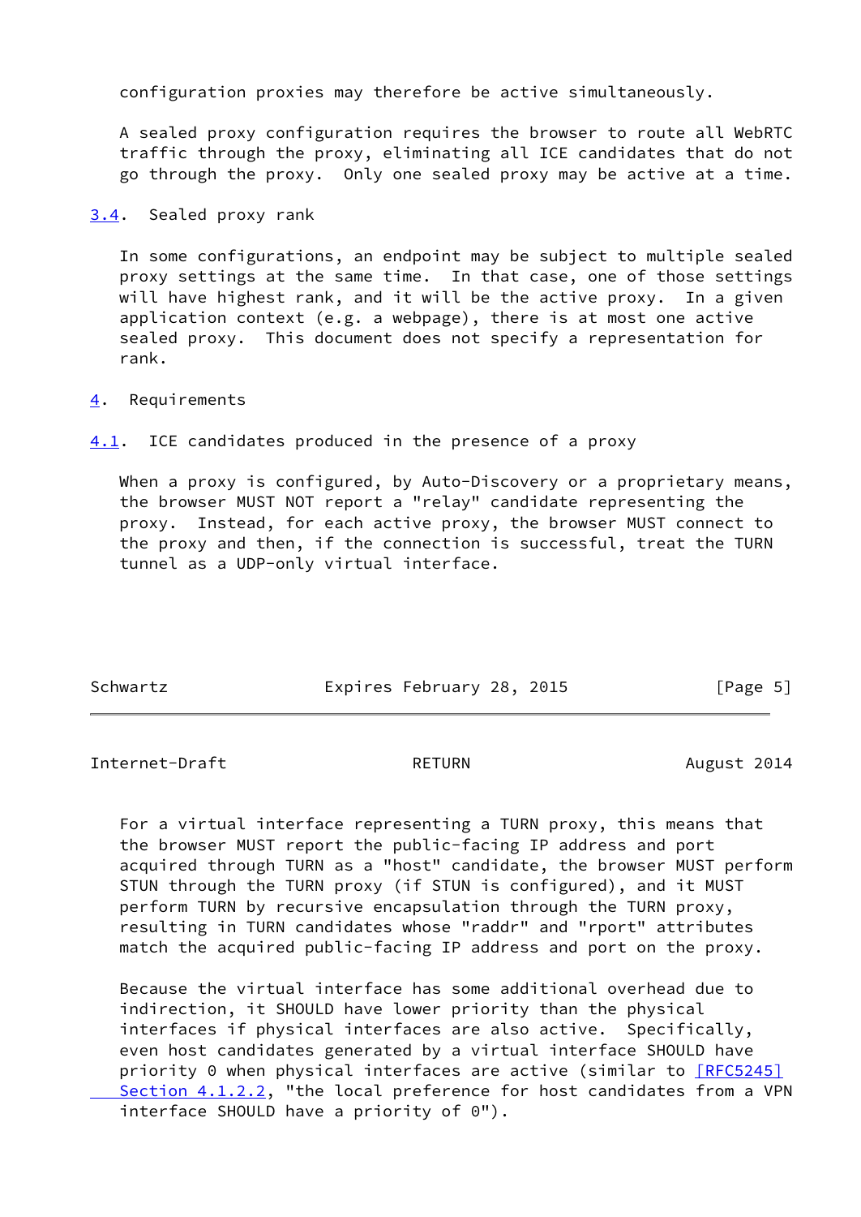configuration proxies may therefore be active simultaneously.

A sealed proxy configuration requires the browser to route all WebRTC traffic through the proxy, eliminating all ICE candidates that do not go through the proxy. Only one sealed proxy may be active at a time.

### 3.4. Sealed proxy rank

In some configurations, an endpoint may be subject to multiple sealed proxy settings at the same time. In that case, one of those settings will have highest rank, and it will be the active proxy. In a given application context (e.g. a webpage), there is at most one active sealed proxy. This document does not specify a representation for rank.

## 4. Requirements

### 4.1. ICE candidates produced in the presence of a proxy

When a proxy is configured, by Auto-Discovery or a proprietary means, the browser MUST NOT report a "relay" candidate representing the proxy. Instead, for each active proxy, the browser MUST connect to the proxy and then, if the connection is successful, treat the TURN tunnel as a UDP-only virtual interface.

For a virtual interface representing a TURN proxy, this means that the browser MUST report the public-facing IP address and port acquired through TURN as a "host" candidate, the browser MUST perform STUN through the TURN proxy (if STUN is configured), and it MUST perform TURN by recursive encapsulation through the TURN proxy, resulting in TURN candidates whose "raddr" and "rport" attributes match the acquired public-facing IP address and port on the proxy.

Because the virtual interface has some additional overhead due to indirection, it SHOULD have lower priority than the physical interfaces if physical interfaces are also active. Specifically, even host candidates generated by a virtual interface SHOULD have priority 0 when physical interfaces are active (similar to [RFC5245] Section 4.1.2.2, "the local preference for host candidates from a VPN interface SHOULD have a priority of 0").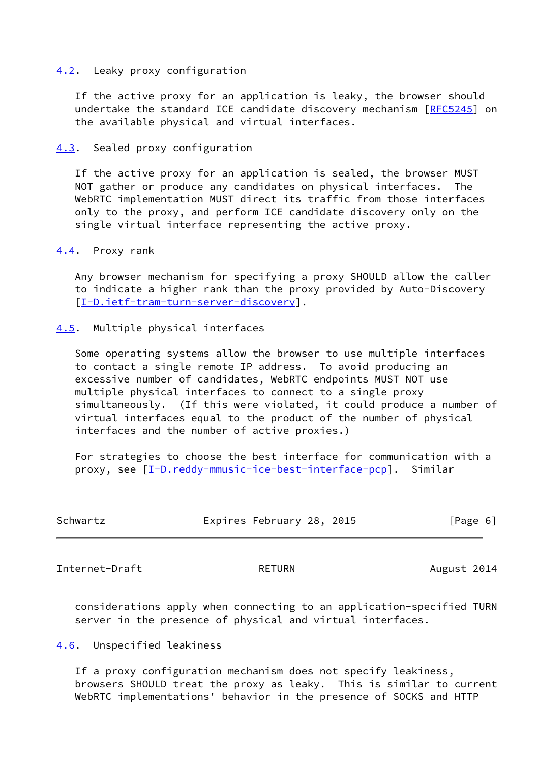### 4.2. Leaky proxy configuration

If the active proxy for an application is leaky, the browser should undertake the standard ICE candidate discovery mechanism [RFC5245] on the available physical and virtual interfaces.

### 4.3. Sealed proxy configuration

If the active proxy for an application is sealed, the browser MUST NOT gather or produce any candidates on physical interfaces. The WebRTC implementation MUST direct its traffic from those interfaces only to the proxy, and perform ICE candidate discovery only on the single virtual interface representing the active proxy.

### 4.4. Proxy rank

Any browser mechanism for specifying a proxy SHOULD allow the caller to indicate a higher rank than the proxy provided by Auto-Discovery [I-D.ietf-tram-turn-server-discovery].

### 4.5. Multiple physical interfaces

Some operating systems allow the browser to use multiple interfaces to contact a single remote IP address. To avoid producing an excessive number of candidates, WebRTC endpoints MUST NOT use multiple physical interfaces to connect to a single proxy simultaneously. (If this were violated, it could produce a number of virtual interfaces equal to the product of the number of physical interfaces and the number of active proxies.)

For strategies to choose the best interface for communication with a proxy, see [I-D.reddy-mmusic-ice-best-interface-pcp]. Similar considerations apply when connecting to an application-specified TURN server in the presence of physical and virtual interfaces.

### 4.6. Unspecified leakiness

If a proxy configuration mechanism does not specify leakiness, browsers SHOULD treat the proxy as leaky. This is similar to current WebRTC implementations' behavior in the presence of SOCKS and HTTP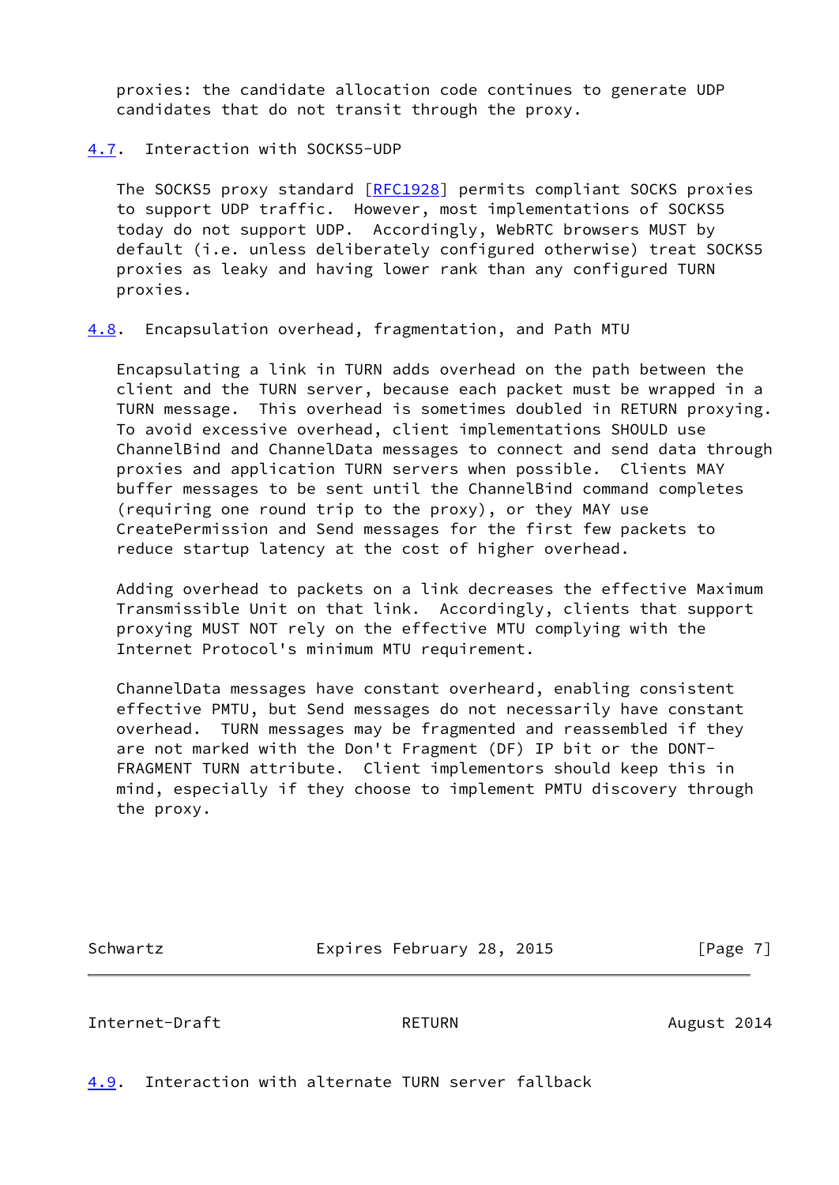proxies: the candidate allocation code continues to generate UDP candidates that do not transit through the proxy.

### 4.7. Interaction with SOCKS5-UDP

The SOCKS5 proxy standard [RFC1928] permits compliant SOCKS proxies to support UDP traffic. However, most implementations of SOCKS5 today do not support UDP. Accordingly, WebRTC browsers MUST by default (i.e. unless deliberately configured otherwise) treat SOCKS5 proxies as leaky and having lower rank than any configured TURN proxies.

### 4.8. Encapsulation overhead, fragmentation, and Path MTU

Encapsulating a link in TURN adds overhead on the path between the client and the TURN server, because each packet must be wrapped in a TURN message. This overhead is sometimes doubled in RETURN proxying. To avoid excessive overhead, client implementations SHOULD use ChannelBind and ChannelData messages to connect and send data through proxies and application TURN servers when possible. Clients MAY buffer messages to be sent until the ChannelBind command completes (requiring one round trip to the proxy), or they MAY use CreatePermission and Send messages for the first few packets to reduce startup latency at the cost of higher overhead.

Adding overhead to packets on a link decreases the effective Maximum Transmissible Unit on that link. Accordingly, clients that support proxying MUST NOT rely on the effective MTU complying with the Internet Protocol's minimum MTU requirement.

ChannelData messages have constant overheard, enabling consistent effective PMTU, but Send messages do not necessarily have constant overhead. TURN messages may be fragmented and reassembled if they are not marked with the Don't Fragment (DF) IP bit or the DONT-FRAGMENT TURN attribute. Client implementors should keep this in mind, especially if they choose to implement PMTU discovery through the proxy.

### 4.9. Interaction with alternate TURN server fallback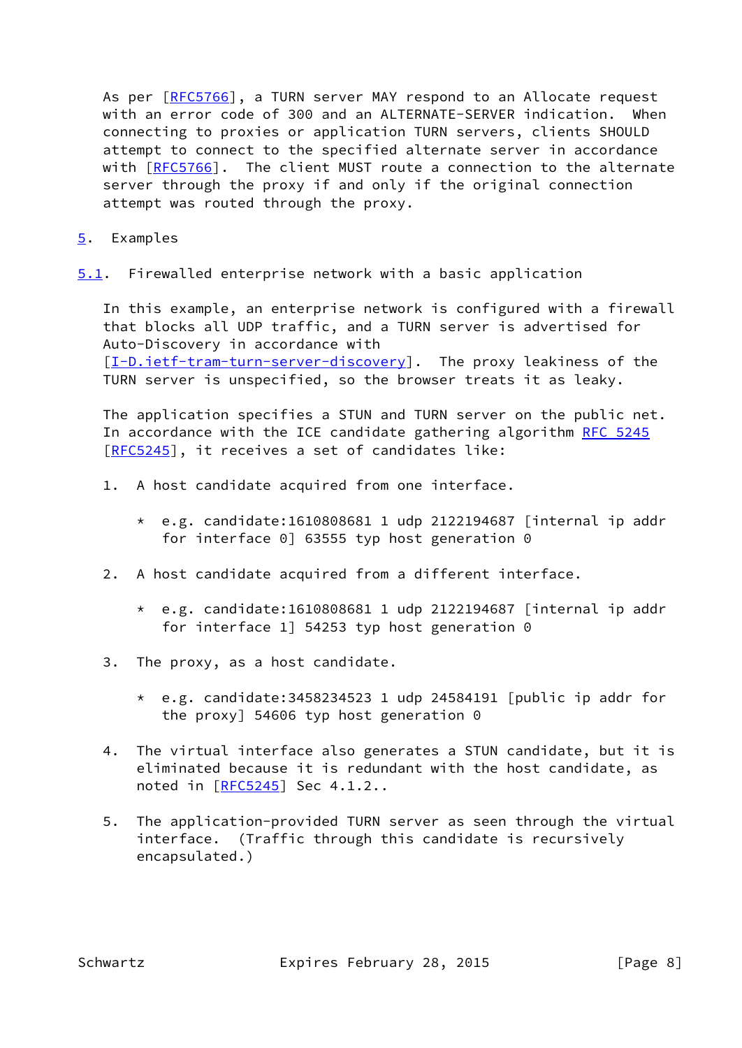As per [RFC5766], a TURN server MAY respond to an Allocate request with an error code of 300 and an ALTERNATE-SERVER indication. When connecting to proxies or application TURN servers, clients SHOULD attempt to connect to the specified alternate server in accordance with [RFC5766]. The client MUST route a connection to the alternate server through the proxy if and only if the original connection attempt was routed through the proxy.

## 5. Examples

### 5.1. Firewalled enterprise network with a basic application

In this example, an enterprise network is configured with a firewall that blocks all UDP traffic, and a TURN server is advertised for Auto-Discovery in accordance with [I-D.ietf-tram-turn-server-discovery]. The proxy leakiness of the TURN server is unspecified, so the browser treats it as leaky.

The application specifies a STUN and TURN server on the public net. In accordance with the ICE candidate gathering algorithm RFC 5245 [RFC5245], it receives a set of candidates like:

1. A host candidate acquired from one interface.

   * e.g. candidate:1610808681 1 udp 2122194687 [internal ip addr for interface 0] 63555 typ host generation 0

2. A host candidate acquired from a different interface.

   * e.g. candidate:1610808681 1 udp 2122194687 [internal ip addr for interface 1] 54253 typ host generation 0

3. The proxy, as a host candidate.

   * e.g. candidate:3458234523 1 udp 24584191 [public ip addr for the proxy] 54606 typ host generation 0

4. The virtual interface also generates a STUN candidate, but it is eliminated because it is redundant with the host candidate, as noted in [RFC5245] Sec 4.1.2..

5. The application-provided TURN server as seen through the virtual interface. (Traffic through this candidate is recursively encapsulated.)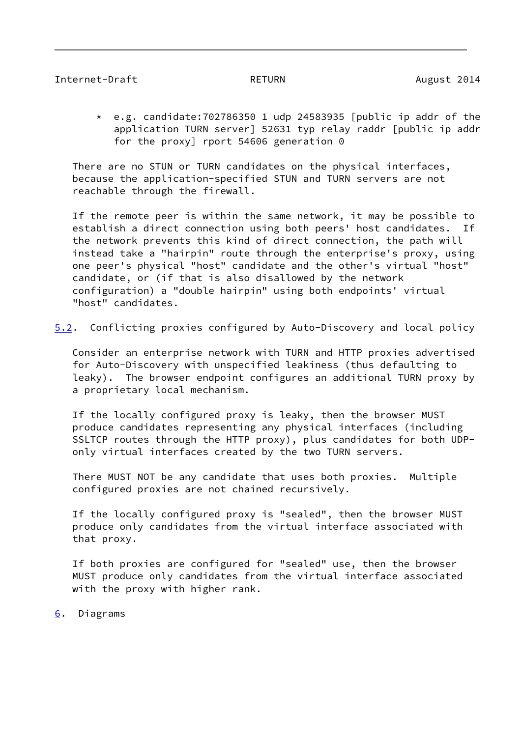* e.g. candidate:702786350 1 udp 24583935 [public ip addr of the application TURN server] 52631 typ relay raddr [public ip addr for the proxy] rport 54606 generation 0

There are no STUN or TURN candidates on the physical interfaces, because the application-specified STUN and TURN servers are not reachable through the firewall.

If the remote peer is within the same network, it may be possible to establish a direct connection using both peers' host candidates. If the network prevents this kind of direct connection, the path will instead take a "hairpin" route through the enterprise's proxy, using one peer's physical "host" candidate and the other's virtual "host" candidate, or (if that is also disallowed by the network configuration) a "double hairpin" using both endpoints' virtual "host" candidates.

### 5.2. Conflicting proxies configured by Auto-Discovery and local policy

Consider an enterprise network with TURN and HTTP proxies advertised for Auto-Discovery with unspecified leakiness (thus defaulting to leaky). The browser endpoint configures an additional TURN proxy by a proprietary local mechanism.

If the locally configured proxy is leaky, then the browser MUST produce candidates representing any physical interfaces (including SSLTCP routes through the HTTP proxy), plus candidates for both UDP-only virtual interfaces created by the two TURN servers.

There MUST NOT be any candidate that uses both proxies. Multiple configured proxies are not chained recursively.

If the locally configured proxy is "sealed", then the browser MUST produce only candidates from the virtual interface associated with that proxy.

If both proxies are configured for "sealed" use, then the browser MUST produce only candidates from the virtual interface associated with the proxy with higher rank.

## 6. Diagrams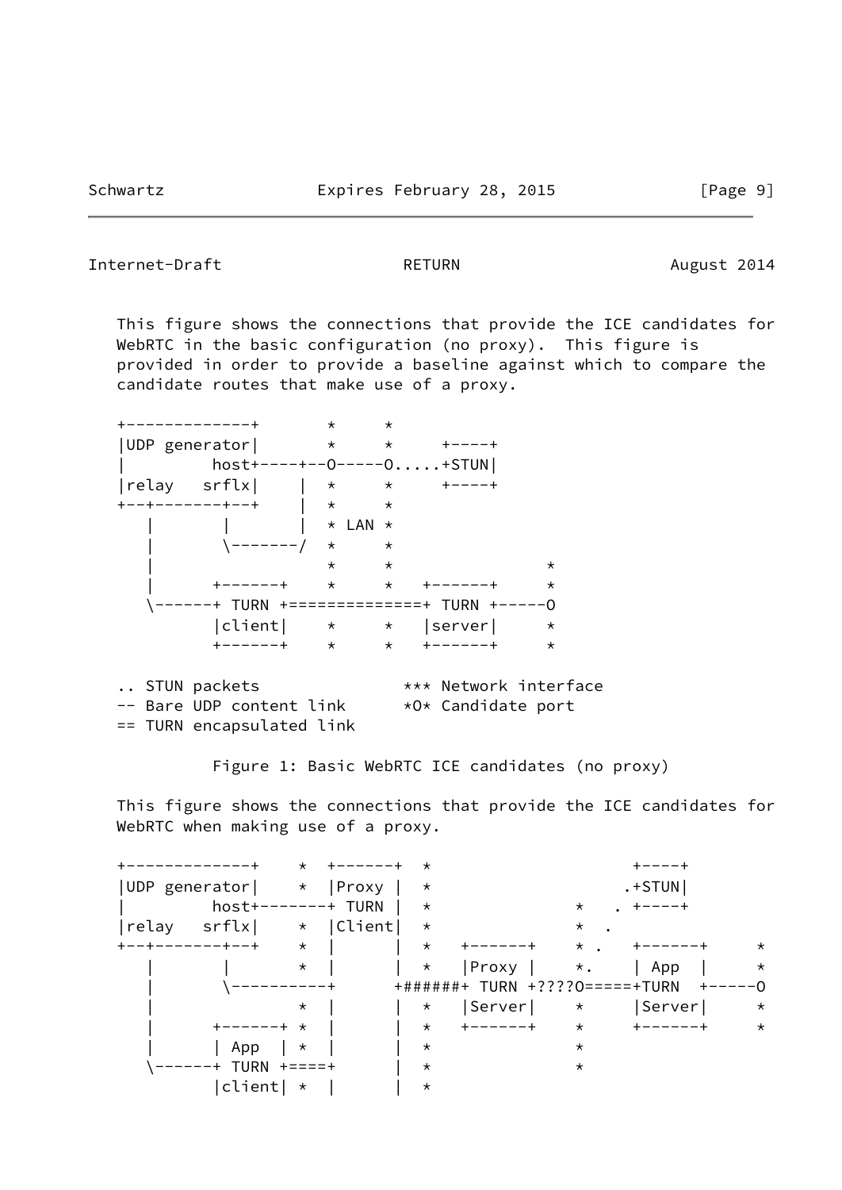This figure shows the connections that provide the ICE candidates for WebRTC in the basic configuration (no proxy). This figure is provided in order to provide a baseline against which to compare the candidate routes that make use of a proxy.

```
+-------------+       *     *
|UDP generator|       *     *     +----+
|         host+----+--O-----O.....+STUN|
|relay   srflx|    |  *     *     +----+
+--+-------+--+    |  *     *
   |       |       |  * LAN *
   |       \-------/  *     *
   |                  *     *                *
   |      +------+    *     *   +------+     *
   \------+ TURN +==============+ TURN +-----O
          |client|    *     *   |server|     *
          +------+    *     *   +------+     *

.. STUN packets               *** Network interface
-- Bare UDP content link      *O* Candidate port
== TURN encapsulated link
```

Figure 1: Basic WebRTC ICE candidates (no proxy)

This figure shows the connections that provide the ICE candidates for WebRTC when making use of a proxy.

```
+-------------+    *  +------+  *                    +----+
|UDP generator|    *  |Proxy |  *                   .+STUN|
|         host+-------+ TURN |  *              *   . +----+
|relay   srflx|    *  |Client|  *              *  .
+--+-------+--+    *  |      |  *   +------+   * .   +------+     *
   |       |       *  |      |  *   |Proxy |   *.    | App  |     *
   |       \----------+      +######+ TURN +????O=====+TURN  +-----O
   |               *  |      |  *   |Server|   *     |Server|     *
   |      +------+ *  |      |  *   +------+   *     +------+     *
   |      | App  | *  |      |  *              *
   \------+ TURN +====+      |  *              *
          |client| *  |      |  *
```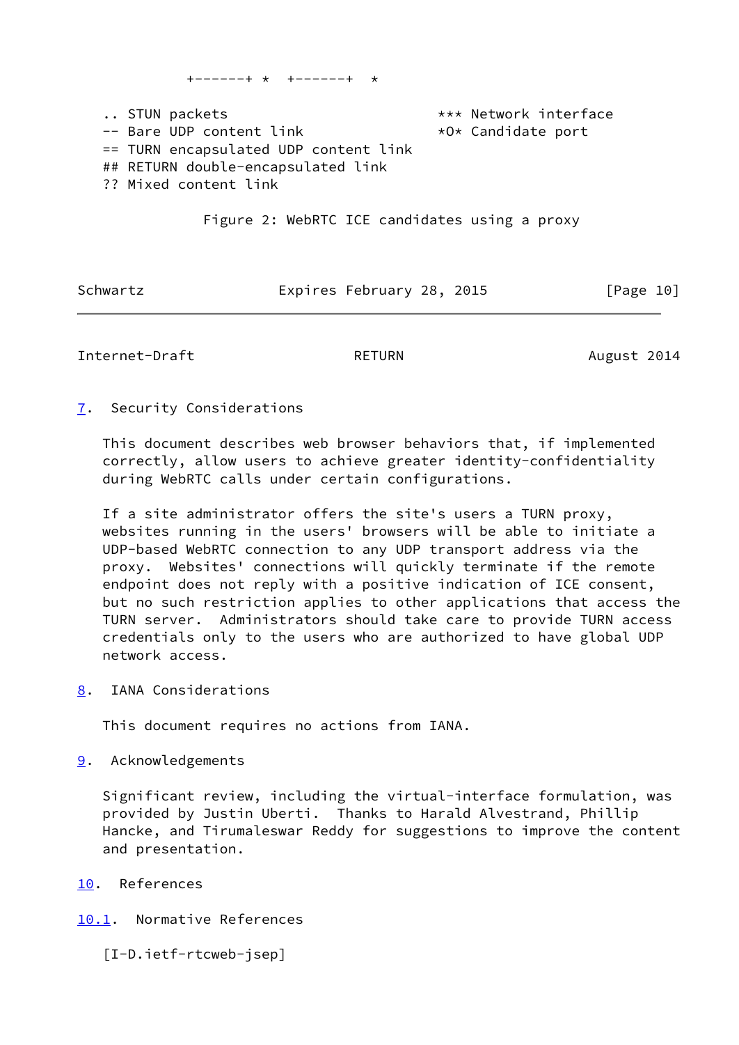```
          +------+ *  +------+  *

   .. STUN packets                         *** Network interface
   -- Bare UDP content link                *O* Candidate port
   == TURN encapsulated UDP content link
   ## RETURN double-encapsulated link
   ?? Mixed content link
```

Figure 2: WebRTC ICE candidates using a proxy

## 7. Security Considerations

This document describes web browser behaviors that, if implemented correctly, allow users to achieve greater identity-confidentiality during WebRTC calls under certain configurations.

If a site administrator offers the site's users a TURN proxy, websites running in the users' browsers will be able to initiate a UDP-based WebRTC connection to any UDP transport address via the proxy. Websites' connections will quickly terminate if the remote endpoint does not reply with a positive indication of ICE consent, but no such restriction applies to other applications that access the TURN server. Administrators should take care to provide TURN access credentials only to the users who are authorized to have global UDP network access.

## 8. IANA Considerations

This document requires no actions from IANA.

## 9. Acknowledgements

Significant review, including the virtual-interface formulation, was provided by Justin Uberti. Thanks to Harald Alvestrand, Phillip Hancke, and Tirumaleswar Reddy for suggestions to improve the content and presentation.

## 10. References

### 10.1. Normative References

[I-D.ietf-rtcweb-jsep]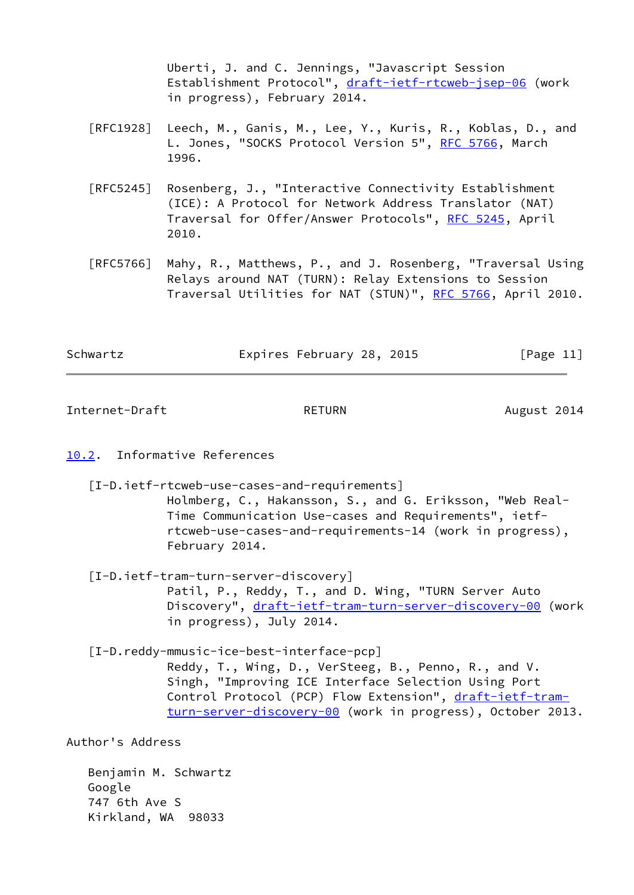Uberti, J. and C. Jennings, "Javascript Session Establishment Protocol", draft-ietf-rtcweb-jsep-06 (work in progress), February 2014.

[RFC1928] Leech, M., Ganis, M., Lee, Y., Kuris, R., Koblas, D., and L. Jones, "SOCKS Protocol Version 5", RFC 5766, March 1996.

[RFC5245] Rosenberg, J., "Interactive Connectivity Establishment (ICE): A Protocol for Network Address Translator (NAT) Traversal for Offer/Answer Protocols", RFC 5245, April 2010.

[RFC5766] Mahy, R., Matthews, P., and J. Rosenberg, "Traversal Using Relays around NAT (TURN): Relay Extensions to Session Traversal Utilities for NAT (STUN)", RFC 5766, April 2010.

## 10.2. Informative References

[I-D.ietf-rtcweb-use-cases-and-requirements]
Holmberg, C., Hakansson, S., and G. Eriksson, "Web Real-Time Communication Use-cases and Requirements", ietf-rtcweb-use-cases-and-requirements-14 (work in progress), February 2014.

[I-D.ietf-tram-turn-server-discovery]
Patil, P., Reddy, T., and D. Wing, "TURN Server Auto Discovery", draft-ietf-tram-turn-server-discovery-00 (work in progress), July 2014.

[I-D.reddy-mmusic-ice-best-interface-pcp]
Reddy, T., Wing, D., VerSteeg, B., Penno, R., and V. Singh, "Improving ICE Interface Selection Using Port Control Protocol (PCP) Flow Extension", draft-ietf-tram-turn-server-discovery-00 (work in progress), October 2013.

Author's Address

Benjamin M. Schwartz
Google
747 6th Ave S
Kirkland, WA 98033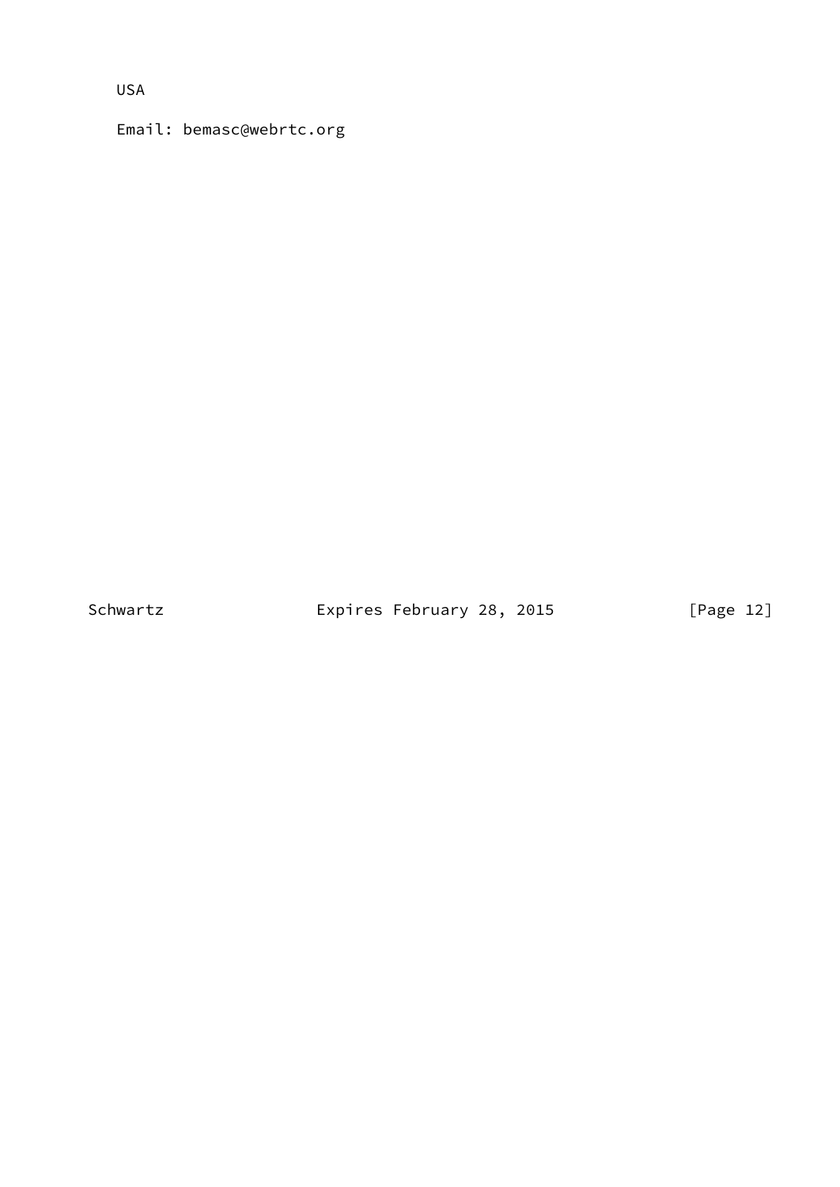USA

Email: bemasc@webrtc.org